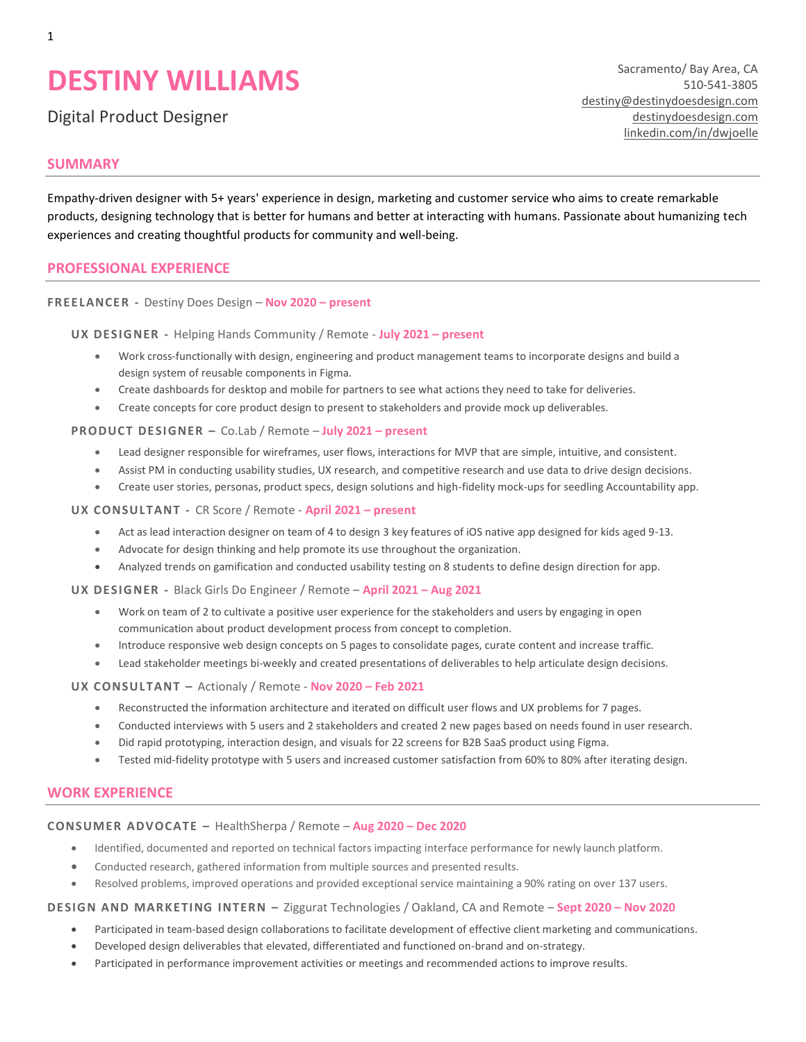# DESTINY WILLIAMS

Digital Product Designer

Sacramento/ Bay Area, CA
510-541-3805
destiny@destinydoesdesign.com
destinydoesdesign.com
linkedin.com/in/dwjoelle

## SUMMARY

Empathy-driven designer with 5+ years' experience in design, marketing and customer service who aims to create remarkable products, designing technology that is better for humans and better at interacting with humans. Passionate about humanizing tech experiences and creating thoughtful products for community and well-being.

## PROFESSIONAL EXPERIENCE

**FREELANCER -** Destiny Does Design – **Nov 2020 – present**

**UX DESIGNER -** Helping Hands Community / Remote - **July 2021 – present**

- Work cross-functionally with design, engineering and product management teams to incorporate designs and build a design system of reusable components in Figma.
- Create dashboards for desktop and mobile for partners to see what actions they need to take for deliveries.
- Create concepts for core product design to present to stakeholders and provide mock up deliverables.

**PRODUCT DESIGNER –** Co.Lab / Remote – **July 2021 – present**

- Lead designer responsible for wireframes, user flows, interactions for MVP that are simple, intuitive, and consistent.
- Assist PM in conducting usability studies, UX research, and competitive research and use data to drive design decisions.
- Create user stories, personas, product specs, design solutions and high-fidelity mock-ups for seedling Accountability app.

**UX CONSULTANT -** CR Score / Remote - **April 2021 – present**

- Act as lead interaction designer on team of 4 to design 3 key features of iOS native app designed for kids aged 9-13.
- Advocate for design thinking and help promote its use throughout the organization.
- Analyzed trends on gamification and conducted usability testing on 8 students to define design direction for app.

**UX DESIGNER -** Black Girls Do Engineer / Remote – **April 2021 – Aug 2021**

- Work on team of 2 to cultivate a positive user experience for the stakeholders and users by engaging in open communication about product development process from concept to completion.
- Introduce responsive web design concepts on 5 pages to consolidate pages, curate content and increase traffic.
- Lead stakeholder meetings bi-weekly and created presentations of deliverables to help articulate design decisions.

**UX CONSULTANT –** Actionaly / Remote - **Nov 2020 – Feb 2021**

- Reconstructed the information architecture and iterated on difficult user flows and UX problems for 7 pages.
- Conducted interviews with 5 users and 2 stakeholders and created 2 new pages based on needs found in user research.
- Did rapid prototyping, interaction design, and visuals for 22 screens for B2B SaaS product using Figma.
- Tested mid-fidelity prototype with 5 users and increased customer satisfaction from 60% to 80% after iterating design.

## WORK EXPERIENCE

**CONSUMER ADVOCATE –** HealthSherpa / Remote – **Aug 2020 – Dec 2020**

- Identified, documented and reported on technical factors impacting interface performance for newly launch platform.
- Conducted research, gathered information from multiple sources and presented results.
- Resolved problems, improved operations and provided exceptional service maintaining a 90% rating on over 137 users.

**DESIGN AND MARKETING INTERN –** Ziggurat Technologies / Oakland, CA and Remote – **Sept 2020 – Nov 2020**

- Participated in team-based design collaborations to facilitate development of effective client marketing and communications.
- Developed design deliverables that elevated, differentiated and functioned on-brand and on-strategy.
- Participated in performance improvement activities or meetings and recommended actions to improve results.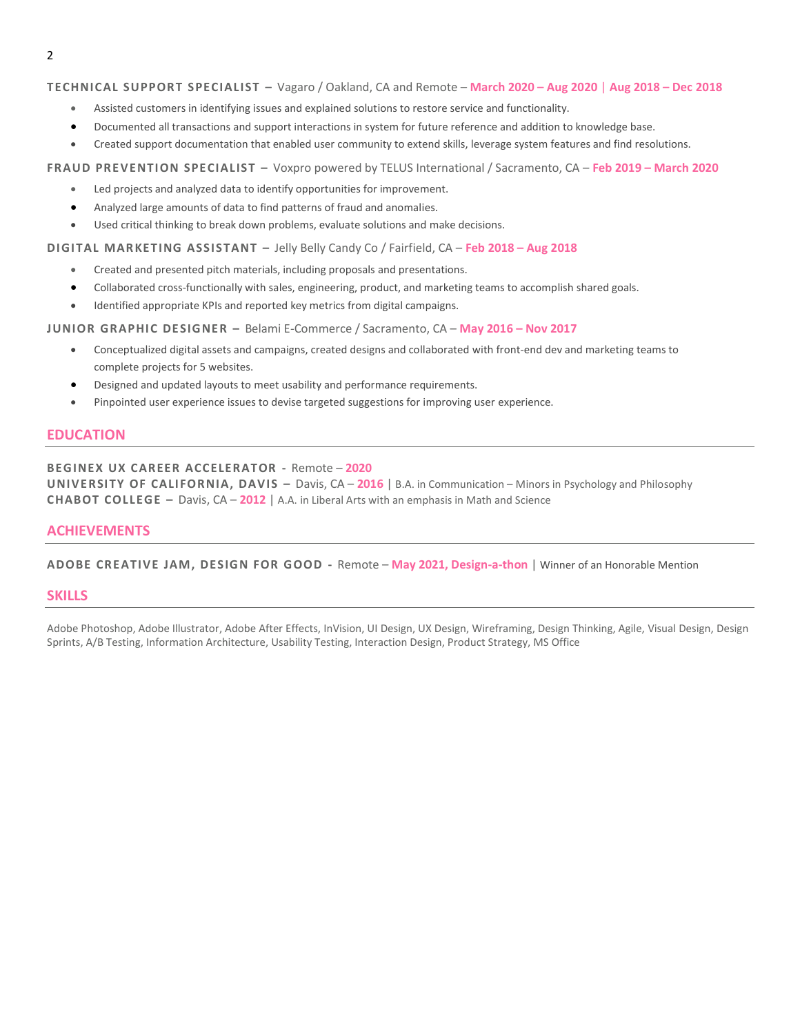**TECHNICAL SUPPORT SPECIALIST –** Vagaro / Oakland, CA and Remote – **March 2020 – Aug 2020** | **Aug 2018 – Dec 2018**

- Assisted customers in identifying issues and explained solutions to restore service and functionality.
- Documented all transactions and support interactions in system for future reference and addition to knowledge base.
- Created support documentation that enabled user community to extend skills, leverage system features and find resolutions.

**FRAUD PREVENTION SPECIALIST –** Voxpro powered by TELUS International / Sacramento, CA – **Feb 2019 – March 2020**

- Led projects and analyzed data to identify opportunities for improvement.
- Analyzed large amounts of data to find patterns of fraud and anomalies.
- Used critical thinking to break down problems, evaluate solutions and make decisions.

**DIGITAL MARKETING ASSISTANT –** Jelly Belly Candy Co / Fairfield, CA – **Feb 2018 – Aug 2018**

- Created and presented pitch materials, including proposals and presentations.
- Collaborated cross-functionally with sales, engineering, product, and marketing teams to accomplish shared goals.
- Identified appropriate KPIs and reported key metrics from digital campaigns.

**JUNIOR GRAPHIC DESIGNER –** Belami E-Commerce / Sacramento, CA – **May 2016 – Nov 2017**

- Conceptualized digital assets and campaigns, created designs and collaborated with front-end dev and marketing teams to complete projects for 5 websites.
- Designed and updated layouts to meet usability and performance requirements.
- Pinpointed user experience issues to devise targeted suggestions for improving user experience.

## EDUCATION

**BEGINEX UX CAREER ACCELERATOR -** Remote – **2020**
**UNIVERSITY OF CALIFORNIA, DAVIS –** Davis, CA – **2016** | B.A. in Communication – Minors in Psychology and Philosophy
**CHABOT COLLEGE –** Davis, CA – **2012** | A.A. in Liberal Arts with an emphasis in Math and Science

## ACHIEVEMENTS

**ADOBE CREATIVE JAM, DESIGN FOR GOOD -** Remote – **May 2021, Design-a-thon** | Winner of an Honorable Mention

## SKILLS

Adobe Photoshop, Adobe Illustrator, Adobe After Effects, InVision, UI Design, UX Design, Wireframing, Design Thinking, Agile, Visual Design, Design Sprints, A/B Testing, Information Architecture, Usability Testing, Interaction Design, Product Strategy, MS Office